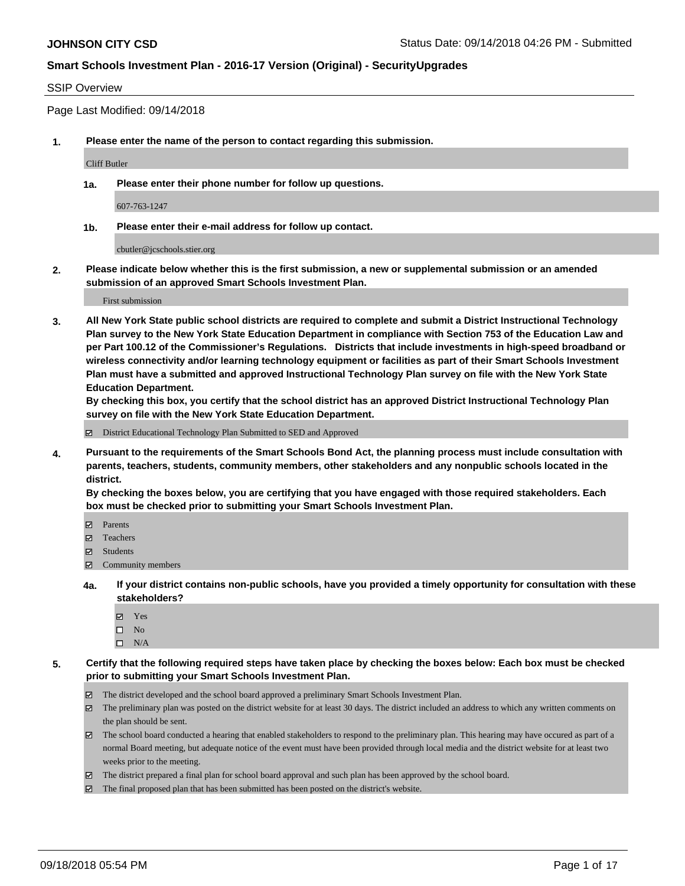**JOHNSON CITY CSD** Status Date: 09/14/2018 04:26 PM - Submitted

## Smart Schools Investment Plan - 2016-17 Version (Original) - SecurityUpgrades

SSIP Overview

Page Last Modified: 09/14/2018

**1. Please enter the name of the person to contact regarding this submission.**

Cliff Butler

**1a. Please enter their phone number for follow up questions.**

607-763-1247

**1b. Please enter their e-mail address for follow up contact.**

cbutler@jcschools.stier.org

**2. Please indicate below whether this is the first submission, a new or supplemental submission or an amended submission of an approved Smart Schools Investment Plan.**

First submission

**3. All New York State public school districts are required to complete and submit a District Instructional Technology Plan survey to the New York State Education Department in compliance with Section 753 of the Education Law and per Part 100.12 of the Commissioner's Regulations. Districts that include investments in high-speed broadband or wireless connectivity and/or learning technology equipment or facilities as part of their Smart Schools Investment Plan must have a submitted and approved Instructional Technology Plan survey on file with the New York State Education Department.**
**By checking this box, you certify that the school district has an approved District Instructional Technology Plan survey on file with the New York State Education Department.**

- [x] District Educational Technology Plan Submitted to SED and Approved

**4. Pursuant to the requirements of the Smart Schools Bond Act, the planning process must include consultation with parents, teachers, students, community members, other stakeholders and any nonpublic schools located in the district.**
**By checking the boxes below, you are certifying that you have engaged with those required stakeholders. Each box must be checked prior to submitting your Smart Schools Investment Plan.**

- [x] Parents
- [x] Teachers
- [x] Students
- [x] Community members

**4a. If your district contains non-public schools, have you provided a timely opportunity for consultation with these stakeholders?**

- [x] Yes
- [ ] No
- [ ] N/A

**5. Certify that the following required steps have taken place by checking the boxes below: Each box must be checked prior to submitting your Smart Schools Investment Plan.**

- [x] The district developed and the school board approved a preliminary Smart Schools Investment Plan.
- [x] The preliminary plan was posted on the district website for at least 30 days. The district included an address to which any written comments on the plan should be sent.
- [x] The school board conducted a hearing that enabled stakeholders to respond to the preliminary plan. This hearing may have occured as part of a normal Board meeting, but adequate notice of the event must have been provided through local media and the district website for at least two weeks prior to the meeting.
- [x] The district prepared a final plan for school board approval and such plan has been approved by the school board.
- [x] The final proposed plan that has been submitted has been posted on the district's website.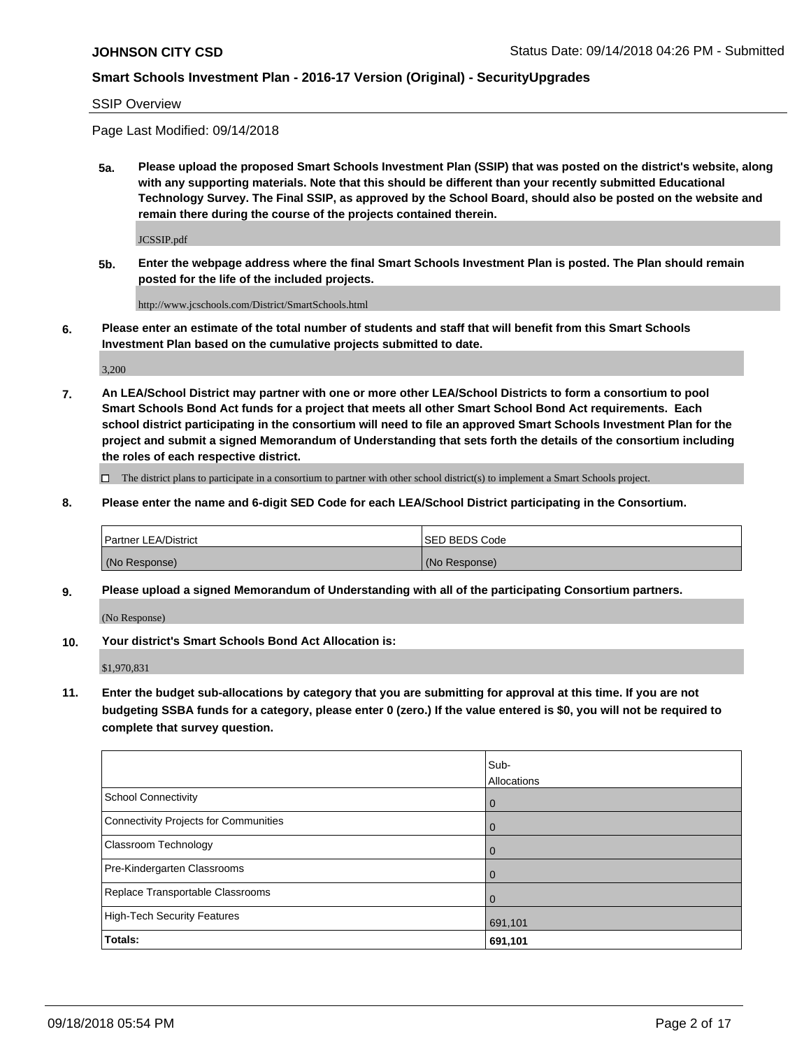SSIP Overview

Page Last Modified: 09/14/2018

**5a. Please upload the proposed Smart Schools Investment Plan (SSIP) that was posted on the district's website, along with any supporting materials. Note that this should be different than your recently submitted Educational Technology Survey. The Final SSIP, as approved by the School Board, should also be posted on the website and remain there during the course of the projects contained therein.**

JCSSIP.pdf

**5b. Enter the webpage address where the final Smart Schools Investment Plan is posted. The Plan should remain posted for the life of the included projects.**

http://www.jcschools.com/District/SmartSchools.html

**6. Please enter an estimate of the total number of students and staff that will benefit from this Smart Schools Investment Plan based on the cumulative projects submitted to date.**

3,200

**7. An LEA/School District may partner with one or more other LEA/School Districts to form a consortium to pool Smart Schools Bond Act funds for a project that meets all other Smart School Bond Act requirements. Each school district participating in the consortium will need to file an approved Smart Schools Investment Plan for the project and submit a signed Memorandum of Understanding that sets forth the details of the consortium including the roles of each respective district.**

☐ The district plans to participate in a consortium to partner with other school district(s) to implement a Smart Schools project.

**8. Please enter the name and 6-digit SED Code for each LEA/School District participating in the Consortium.**

| Partner LEA/District | SED BEDS Code |
|---|---|
| (No Response) | (No Response) |

**9. Please upload a signed Memorandum of Understanding with all of the participating Consortium partners.**

(No Response)

**10. Your district's Smart Schools Bond Act Allocation is:**

$1,970,831

**11. Enter the budget sub-allocations by category that you are submitting for approval at this time. If you are not budgeting SSBA funds for a category, please enter 0 (zero.) If the value entered is $0, you will not be required to complete that survey question.**

| | Sub-Allocations |
|---|---|
| School Connectivity | 0 |
| Connectivity Projects for Communities | 0 |
| Classroom Technology | 0 |
| Pre-Kindergarten Classrooms | 0 |
| Replace Transportable Classrooms | 0 |
| High-Tech Security Features | 691,101 |
| **Totals:** | **691,101** |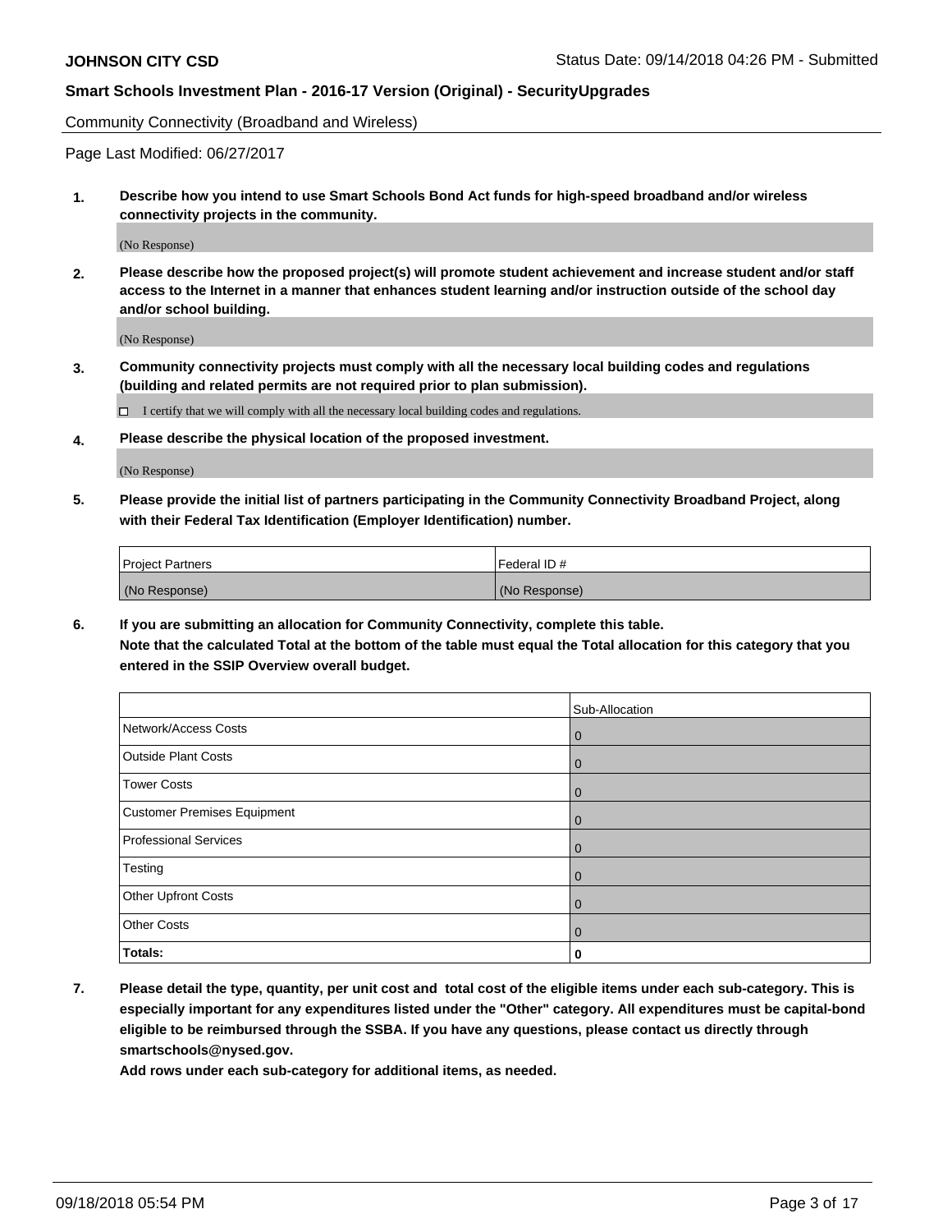**JOHNSON CITY CSD** Status Date: 09/14/2018 04:26 PM - Submitted

**Smart Schools Investment Plan - 2016-17 Version (Original) - SecurityUpgrades**

Community Connectivity (Broadband and Wireless)

Page Last Modified: 06/27/2017

**1. Describe how you intend to use Smart Schools Bond Act funds for high-speed broadband and/or wireless connectivity projects in the community.**

(No Response)

**2. Please describe how the proposed project(s) will promote student achievement and increase student and/or staff access to the Internet in a manner that enhances student learning and/or instruction outside of the school day and/or school building.**

(No Response)

**3. Community connectivity projects must comply with all the necessary local building codes and regulations (building and related permits are not required prior to plan submission).**

☐ I certify that we will comply with all the necessary local building codes and regulations.

**4. Please describe the physical location of the proposed investment.**

(No Response)

**5. Please provide the initial list of partners participating in the Community Connectivity Broadband Project, along with their Federal Tax Identification (Employer Identification) number.**

| Project Partners | Federal ID # |
|---|---|
| (No Response) | (No Response) |

**6. If you are submitting an allocation for Community Connectivity, complete this table.**
**Note that the calculated Total at the bottom of the table must equal the Total allocation for this category that you entered in the SSIP Overview overall budget.**

| | Sub-Allocation |
|---|---|
| Network/Access Costs | 0 |
| Outside Plant Costs | 0 |
| Tower Costs | 0 |
| Customer Premises Equipment | 0 |
| Professional Services | 0 |
| Testing | 0 |
| Other Upfront Costs | 0 |
| Other Costs | 0 |
| **Totals:** | **0** |

**7. Please detail the type, quantity, per unit cost and total cost of the eligible items under each sub-category. This is especially important for any expenditures listed under the "Other" category. All expenditures must be capital-bond eligible to be reimbursed through the SSBA. If you have any questions, please contact us directly through smartschools@nysed.gov.**
**Add rows under each sub-category for additional items, as needed.**

09/18/2018 05:54 PM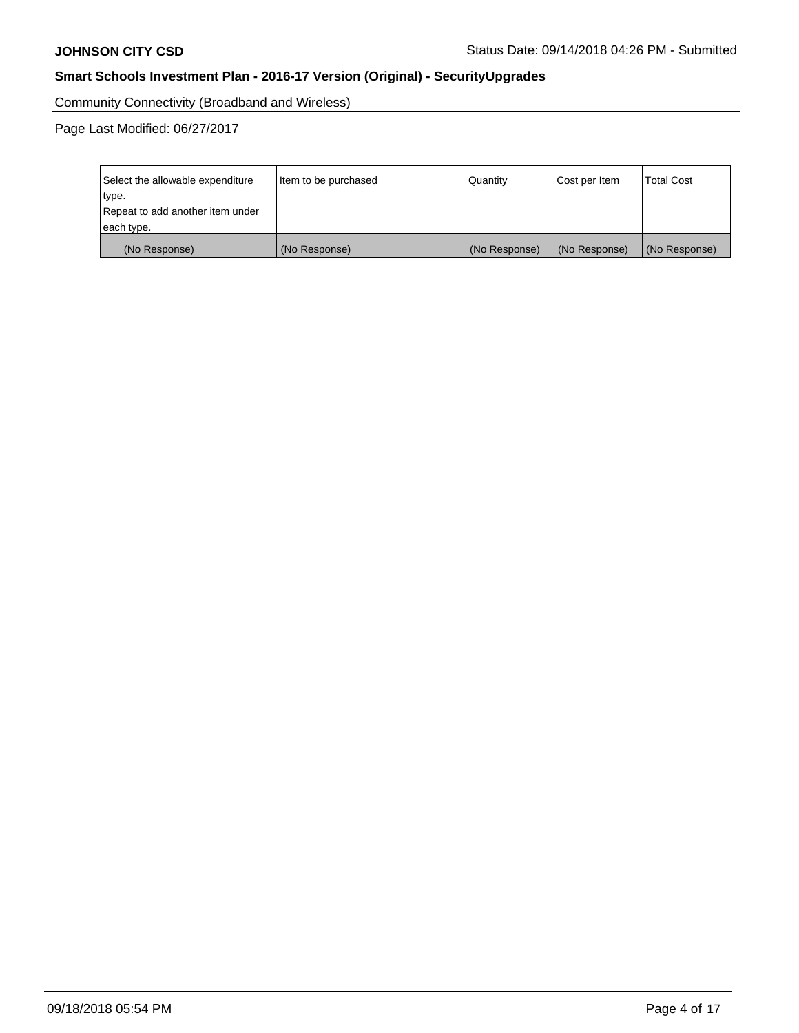Community Connectivity (Broadband and Wireless)

Page Last Modified: 06/27/2017

| Select the allowable expenditure type.<br>Repeat to add another item under each type. | Item to be purchased | Quantity | Cost per Item | Total Cost |
|---|---|---|---|---|
| (No Response) | (No Response) | (No Response) | (No Response) | (No Response) |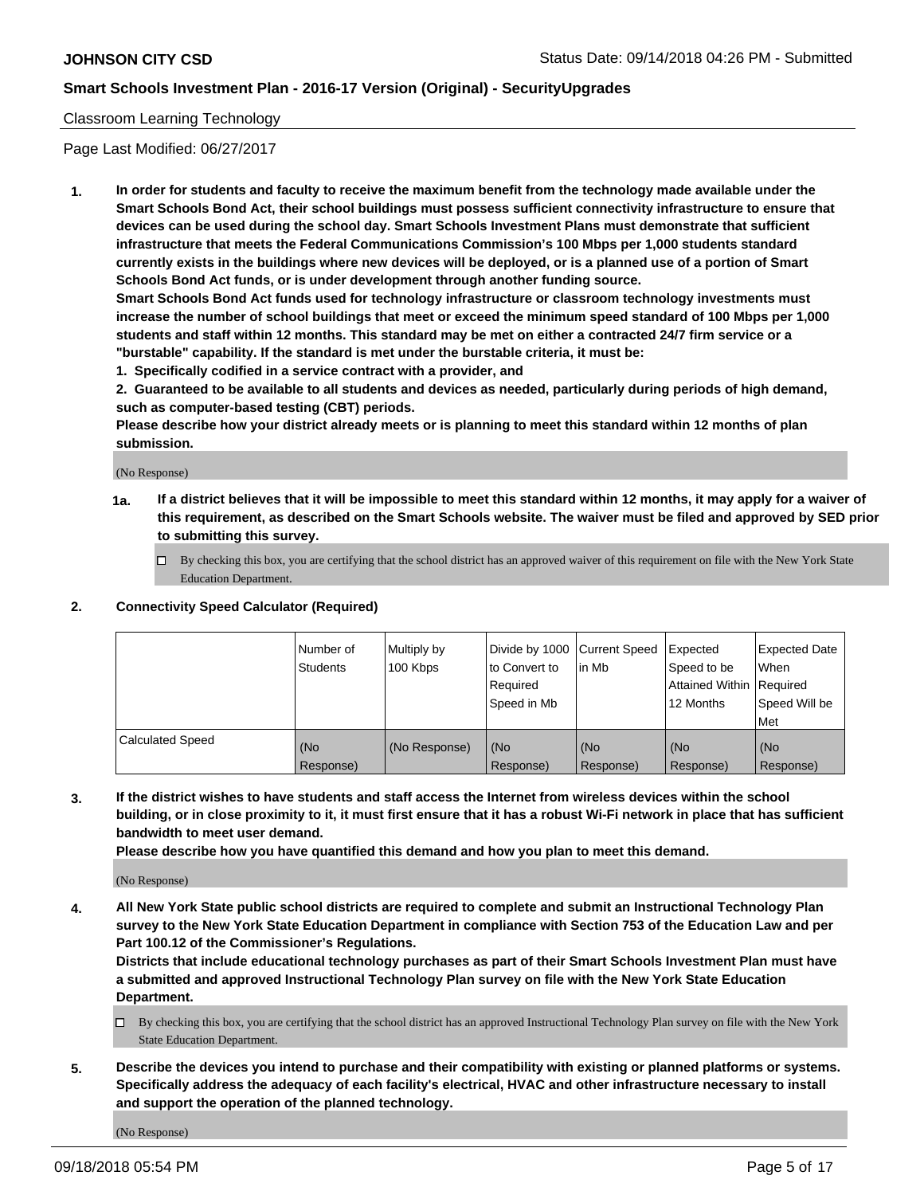Classroom Learning Technology

Page Last Modified: 06/27/2017

1. **In order for students and faculty to receive the maximum benefit from the technology made available under the Smart Schools Bond Act, their school buildings must possess sufficient connectivity infrastructure to ensure that devices can be used during the school day. Smart Schools Investment Plans must demonstrate that sufficient infrastructure that meets the Federal Communications Commission's 100 Mbps per 1,000 students standard currently exists in the buildings where new devices will be deployed, or is a planned use of a portion of Smart Schools Bond Act funds, or is under development through another funding source.**
   **Smart Schools Bond Act funds used for technology infrastructure or classroom technology investments must increase the number of school buildings that meet or exceed the minimum speed standard of 100 Mbps per 1,000 students and staff within 12 months. This standard may be met on either a contracted 24/7 firm service or a "burstable" capability. If the standard is met under the burstable criteria, it must be:**
   **1. Specifically codified in a service contract with a provider, and**
   **2. Guaranteed to be available to all students and devices as needed, particularly during periods of high demand, such as computer-based testing (CBT) periods.**
   **Please describe how your district already meets or is planning to meet this standard within 12 months of plan submission.**

   (No Response)

   **1a. If a district believes that it will be impossible to meet this standard within 12 months, it may apply for a waiver of this requirement, as described on the Smart Schools website. The waiver must be filed and approved by SED prior to submitting this survey.**

   ☐ By checking this box, you are certifying that the school district has an approved waiver of this requirement on file with the New York State Education Department.

2. **Connectivity Speed Calculator (Required)**

| | Number of Students | Multiply by 100 Kbps | Divide by 1000 to Convert to Required Speed in Mb | Current Speed in Mb | Expected Speed to be Attained Within 12 Months | Expected Date When Required Speed Will be Met |
|---|---|---|---|---|---|---|
| Calculated Speed | (No Response) | (No Response) | (No Response) | (No Response) | (No Response) | (No Response) |

3. **If the district wishes to have students and staff access the Internet from wireless devices within the school building, or in close proximity to it, it must first ensure that it has a robust Wi-Fi network in place that has sufficient bandwidth to meet user demand.**
   **Please describe how you have quantified this demand and how you plan to meet this demand.**

   (No Response)

4. **All New York State public school districts are required to complete and submit an Instructional Technology Plan survey to the New York State Education Department in compliance with Section 753 of the Education Law and per Part 100.12 of the Commissioner's Regulations.**
   **Districts that include educational technology purchases as part of their Smart Schools Investment Plan must have a submitted and approved Instructional Technology Plan survey on file with the New York State Education Department.**

   ☐ By checking this box, you are certifying that the school district has an approved Instructional Technology Plan survey on file with the New York State Education Department.

5. **Describe the devices you intend to purchase and their compatibility with existing or planned platforms or systems. Specifically address the adequacy of each facility's electrical, HVAC and other infrastructure necessary to install and support the operation of the planned technology.**

   (No Response)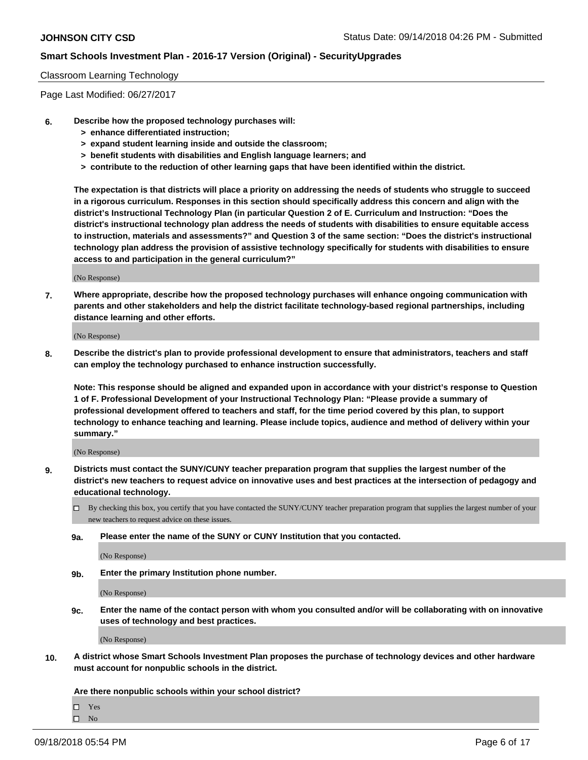Classroom Learning Technology

Page Last Modified: 06/27/2017

**6. Describe how the proposed technology purchases will:**
- **> enhance differentiated instruction;**
- **> expand student learning inside and outside the classroom;**
- **> benefit students with disabilities and English language learners; and**
- **> contribute to the reduction of other learning gaps that have been identified within the district.**

**The expectation is that districts will place a priority on addressing the needs of students who struggle to succeed in a rigorous curriculum. Responses in this section should specifically address this concern and align with the district's Instructional Technology Plan (in particular Question 2 of E. Curriculum and Instruction: "Does the district's instructional technology plan address the needs of students with disabilities to ensure equitable access to instruction, materials and assessments?" and Question 3 of the same section: "Does the district's instructional technology plan address the provision of assistive technology specifically for students with disabilities to ensure access to and participation in the general curriculum?"**

(No Response)

**7. Where appropriate, describe how the proposed technology purchases will enhance ongoing communication with parents and other stakeholders and help the district facilitate technology-based regional partnerships, including distance learning and other efforts.**

(No Response)

**8. Describe the district's plan to provide professional development to ensure that administrators, teachers and staff can employ the technology purchased to enhance instruction successfully.**

**Note: This response should be aligned and expanded upon in accordance with your district's response to Question 1 of F. Professional Development of your Instructional Technology Plan: "Please provide a summary of professional development offered to teachers and staff, for the time period covered by this plan, to support technology to enhance teaching and learning. Please include topics, audience and method of delivery within your summary."**

(No Response)

**9. Districts must contact the SUNY/CUNY teacher preparation program that supplies the largest number of the district's new teachers to request advice on innovative uses and best practices at the intersection of pedagogy and educational technology.**

☐ By checking this box, you certify that you have contacted the SUNY/CUNY teacher preparation program that supplies the largest number of your new teachers to request advice on these issues.

**9a. Please enter the name of the SUNY or CUNY Institution that you contacted.**

(No Response)

**9b. Enter the primary Institution phone number.**

(No Response)

**9c. Enter the name of the contact person with whom you consulted and/or will be collaborating with on innovative uses of technology and best practices.**

(No Response)

**10. A district whose Smart Schools Investment Plan proposes the purchase of technology devices and other hardware must account for nonpublic schools in the district.**

**Are there nonpublic schools within your school district?**

☐ Yes
☐ No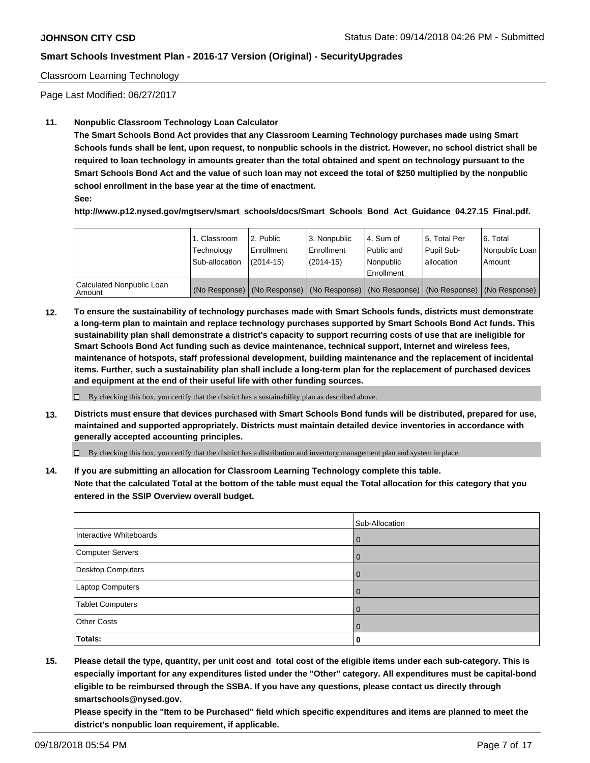Classroom Learning Technology

Page Last Modified: 06/27/2017

**11. Nonpublic Classroom Technology Loan Calculator**

**The Smart Schools Bond Act provides that any Classroom Learning Technology purchases made using Smart Schools funds shall be lent, upon request, to nonpublic schools in the district. However, no school district shall be required to loan technology in amounts greater than the total obtained and spent on technology pursuant to the Smart Schools Bond Act and the value of such loan may not exceed the total of $250 multiplied by the nonpublic school enrollment in the base year at the time of enactment.**

**See:**

**http://www.p12.nysed.gov/mgtserv/smart_schools/docs/Smart_Schools_Bond_Act_Guidance_04.27.15_Final.pdf.**

| | 1. Classroom Technology Sub-allocation | 2. Public Enrollment (2014-15) | 3. Nonpublic Enrollment (2014-15) | 4. Sum of Public and Nonpublic Enrollment | 5. Total Per Pupil Sub-allocation | 6. Total Nonpublic Loan Amount |
|---|---|---|---|---|---|---|
| Calculated Nonpublic Loan Amount | (No Response) | (No Response) | (No Response) | (No Response) | (No Response) | (No Response) |

**12. To ensure the sustainability of technology purchases made with Smart Schools funds, districts must demonstrate a long-term plan to maintain and replace technology purchases supported by Smart Schools Bond Act funds. This sustainability plan shall demonstrate a district's capacity to support recurring costs of use that are ineligible for Smart Schools Bond Act funding such as device maintenance, technical support, Internet and wireless fees, maintenance of hotspots, staff professional development, building maintenance and the replacement of incidental items. Further, such a sustainability plan shall include a long-term plan for the replacement of purchased devices and equipment at the end of their useful life with other funding sources.**

☐ By checking this box, you certify that the district has a sustainability plan as described above.

**13. Districts must ensure that devices purchased with Smart Schools Bond funds will be distributed, prepared for use, maintained and supported appropriately. Districts must maintain detailed device inventories in accordance with generally accepted accounting principles.**

☐ By checking this box, you certify that the district has a distribution and inventory management plan and system in place.

**14. If you are submitting an allocation for Classroom Learning Technology complete this table.**
**Note that the calculated Total at the bottom of the table must equal the Total allocation for this category that you entered in the SSIP Overview overall budget.**

| | Sub-Allocation |
|---|---|
| Interactive Whiteboards | 0 |
| Computer Servers | 0 |
| Desktop Computers | 0 |
| Laptop Computers | 0 |
| Tablet Computers | 0 |
| Other Costs | 0 |
| **Totals:** | **0** |

**15. Please detail the type, quantity, per unit cost and total cost of the eligible items under each sub-category. This is especially important for any expenditures listed under the "Other" category. All expenditures must be capital-bond eligible to be reimbursed through the SSBA. If you have any questions, please contact us directly through smartschools@nysed.gov.**

**Please specify in the "Item to be Purchased" field which specific expenditures and items are planned to meet the district's nonpublic loan requirement, if applicable.**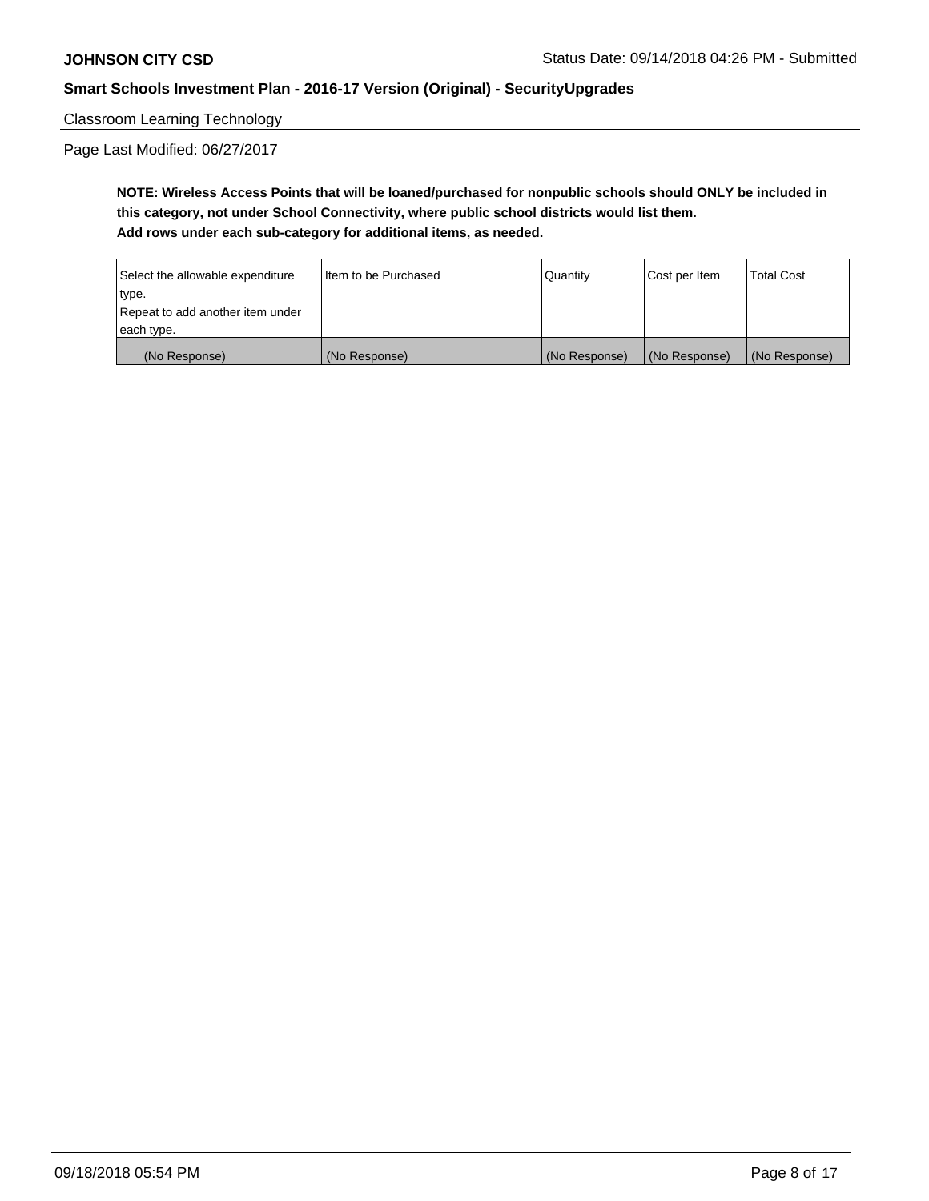Classroom Learning Technology

Page Last Modified: 06/27/2017

**NOTE: Wireless Access Points that will be loaned/purchased for nonpublic schools should ONLY be included in this category, not under School Connectivity, where public school districts would list them.**
**Add rows under each sub-category for additional items, as needed.**

| Select the allowable expenditure type.<br>Repeat to add another item under each type. | Item to be Purchased | Quantity | Cost per Item | Total Cost |
|---|---|---|---|---|
| (No Response) | (No Response) | (No Response) | (No Response) | (No Response) |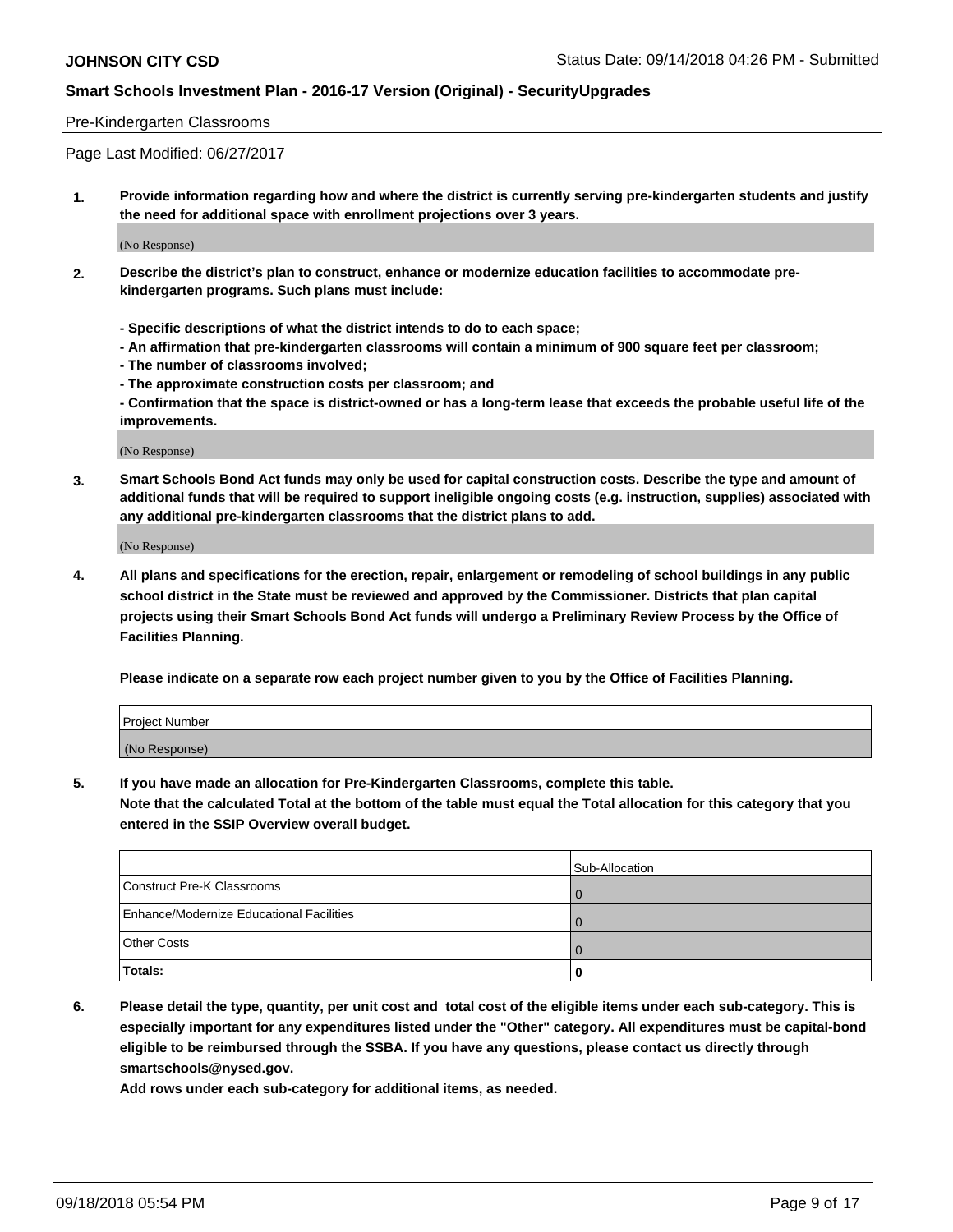Pre-Kindergarten Classrooms

Page Last Modified: 06/27/2017

**1. Provide information regarding how and where the district is currently serving pre-kindergarten students and justify the need for additional space with enrollment projections over 3 years.**

(No Response)

**2. Describe the district's plan to construct, enhance or modernize education facilities to accommodate pre-kindergarten programs. Such plans must include:**

**- Specific descriptions of what the district intends to do to each space;**
**- An affirmation that pre-kindergarten classrooms will contain a minimum of 900 square feet per classroom;**
**- The number of classrooms involved;**
**- The approximate construction costs per classroom; and**
**- Confirmation that the space is district-owned or has a long-term lease that exceeds the probable useful life of the improvements.**

(No Response)

**3. Smart Schools Bond Act funds may only be used for capital construction costs. Describe the type and amount of additional funds that will be required to support ineligible ongoing costs (e.g. instruction, supplies) associated with any additional pre-kindergarten classrooms that the district plans to add.**

(No Response)

**4. All plans and specifications for the erection, repair, enlargement or remodeling of school buildings in any public school district in the State must be reviewed and approved by the Commissioner. Districts that plan capital projects using their Smart Schools Bond Act funds will undergo a Preliminary Review Process by the Office of Facilities Planning.**

**Please indicate on a separate row each project number given to you by the Office of Facilities Planning.**

| Project Number |
|---|
| (No Response) |

**5. If you have made an allocation for Pre-Kindergarten Classrooms, complete this table.**
**Note that the calculated Total at the bottom of the table must equal the Total allocation for this category that you entered in the SSIP Overview overall budget.**

| | Sub-Allocation |
|---|---|
| Construct Pre-K Classrooms | 0 |
| Enhance/Modernize Educational Facilities | 0 |
| Other Costs | 0 |
| **Totals:** | **0** |

**6. Please detail the type, quantity, per unit cost and total cost of the eligible items under each sub-category. This is especially important for any expenditures listed under the "Other" category. All expenditures must be capital-bond eligible to be reimbursed through the SSBA. If you have any questions, please contact us directly through smartschools@nysed.gov.**
**Add rows under each sub-category for additional items, as needed.**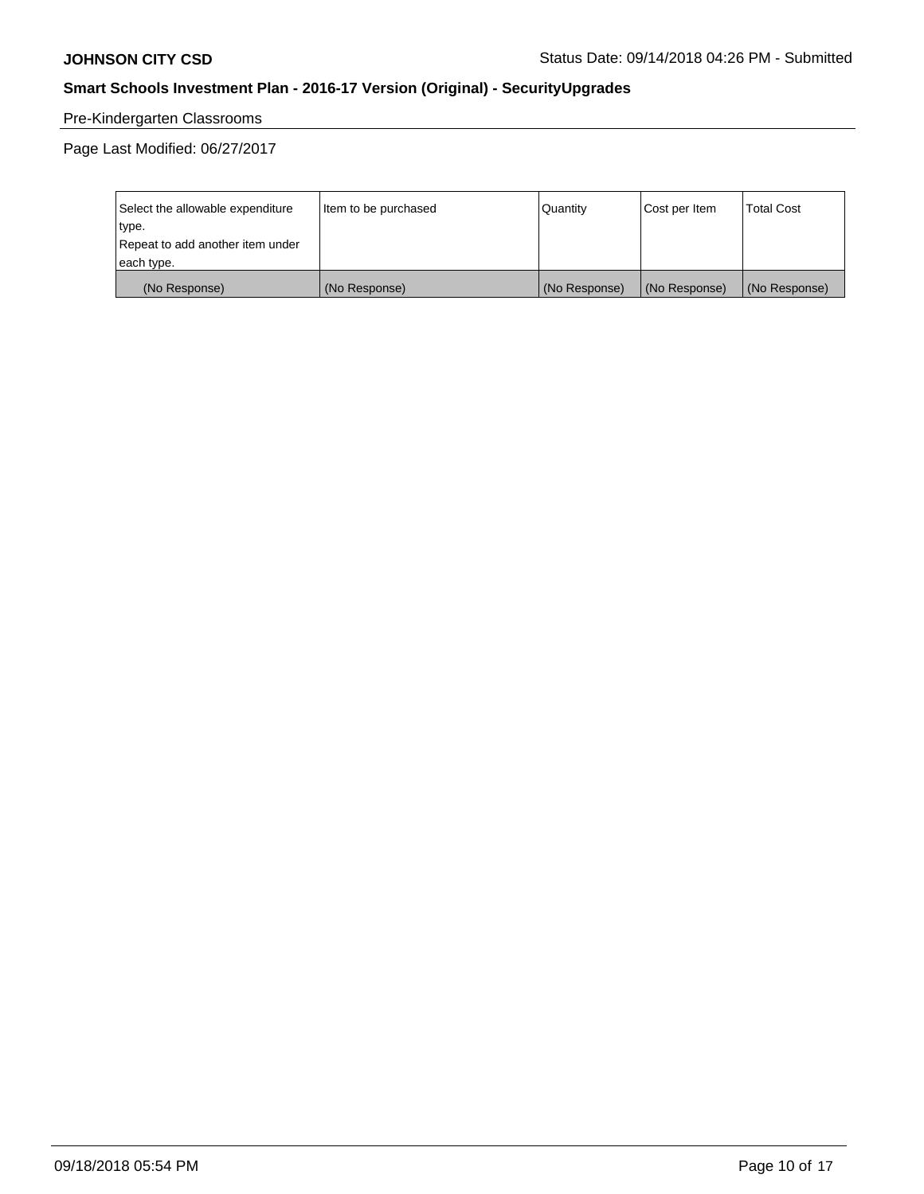Pre-Kindergarten Classrooms

Page Last Modified: 06/27/2017

| Select the allowable expenditure type. Repeat to add another item under each type. | Item to be purchased | Quantity | Cost per Item | Total Cost |
| --- | --- | --- | --- | --- |
| (No Response) | (No Response) | (No Response) | (No Response) | (No Response) |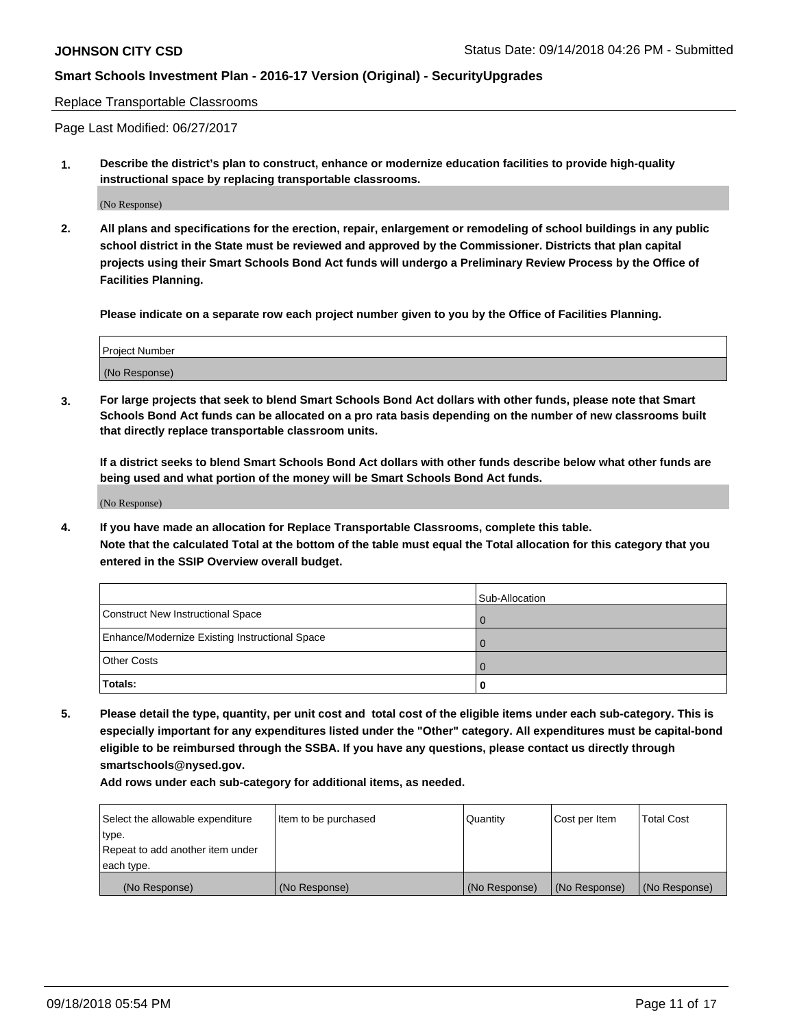Replace Transportable Classrooms

Page Last Modified: 06/27/2017

**1. Describe the district's plan to construct, enhance or modernize education facilities to provide high-quality instructional space by replacing transportable classrooms.**

(No Response)

**2. All plans and specifications for the erection, repair, enlargement or remodeling of school buildings in any public school district in the State must be reviewed and approved by the Commissioner. Districts that plan capital projects using their Smart Schools Bond Act funds will undergo a Preliminary Review Process by the Office of Facilities Planning.**

**Please indicate on a separate row each project number given to you by the Office of Facilities Planning.**

| Project Number |
| --- |
| (No Response) |

**3. For large projects that seek to blend Smart Schools Bond Act dollars with other funds, please note that Smart Schools Bond Act funds can be allocated on a pro rata basis depending on the number of new classrooms built that directly replace transportable classroom units.**

**If a district seeks to blend Smart Schools Bond Act dollars with other funds describe below what other funds are being used and what portion of the money will be Smart Schools Bond Act funds.**

(No Response)

**4. If you have made an allocation for Replace Transportable Classrooms, complete this table. Note that the calculated Total at the bottom of the table must equal the Total allocation for this category that you entered in the SSIP Overview overall budget.**

| | Sub-Allocation |
| --- | --- |
| Construct New Instructional Space | 0 |
| Enhance/Modernize Existing Instructional Space | 0 |
| Other Costs | 0 |
| **Totals:** | **0** |

**5. Please detail the type, quantity, per unit cost and total cost of the eligible items under each sub-category. This is especially important for any expenditures listed under the "Other" category. All expenditures must be capital-bond eligible to be reimbursed through the SSBA. If you have any questions, please contact us directly through smartschools@nysed.gov.**

**Add rows under each sub-category for additional items, as needed.**

| Select the allowable expenditure type. Repeat to add another item under each type. | Item to be purchased | Quantity | Cost per Item | Total Cost |
| --- | --- | --- | --- | --- |
| (No Response) | (No Response) | (No Response) | (No Response) | (No Response) |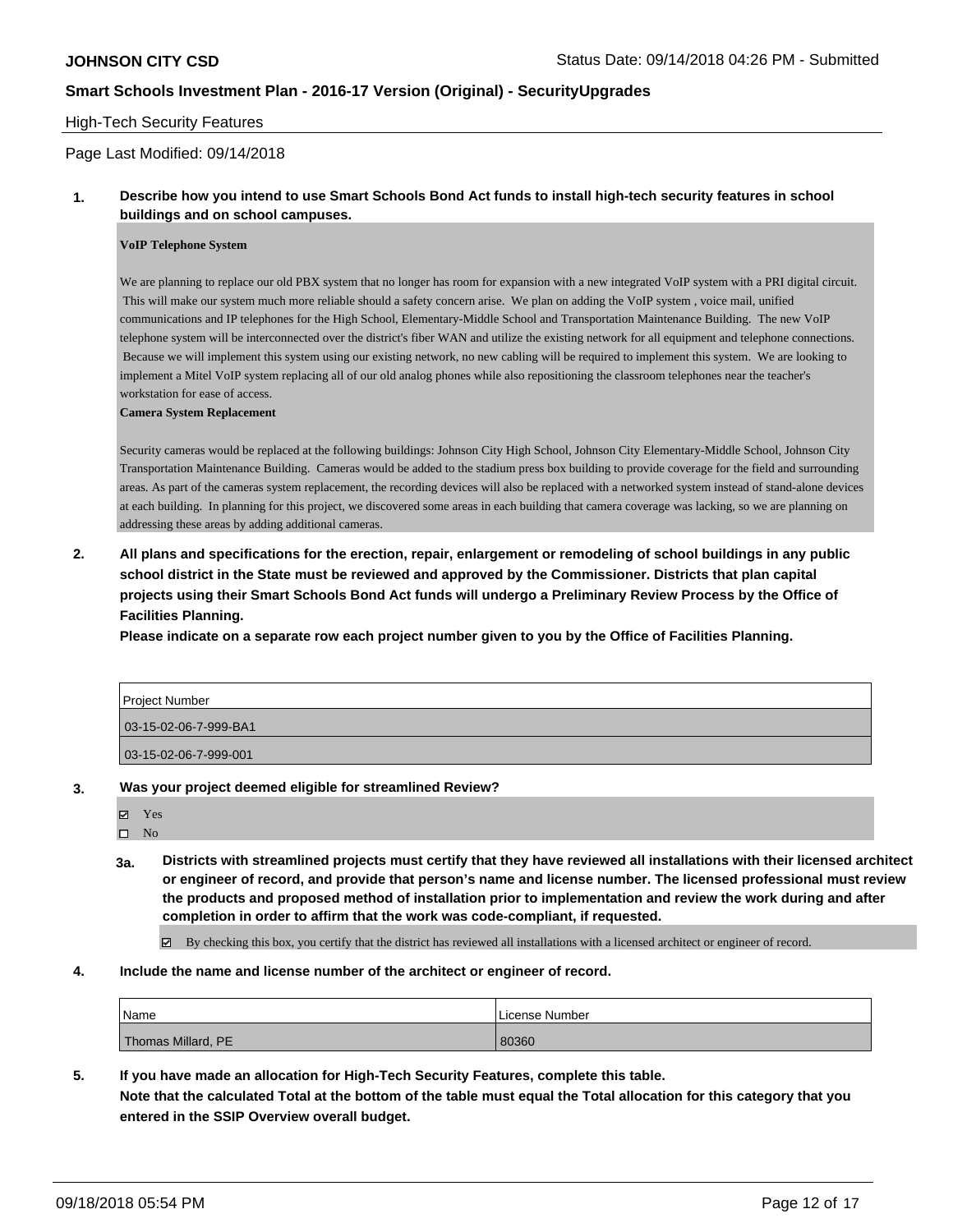High-Tech Security Features

Page Last Modified: 09/14/2018

**1. Describe how you intend to use Smart Schools Bond Act funds to install high-tech security features in school buildings and on school campuses.**

**VoIP Telephone System**

We are planning to replace our old PBX system that no longer has room for expansion with a new integrated VoIP system with a PRI digital circuit. This will make our system much more reliable should a safety concern arise. We plan on adding the VoIP system , voice mail, unified communications and IP telephones for the High School, Elementary-Middle School and Transportation Maintenance Building. The new VoIP telephone system will be interconnected over the district's fiber WAN and utilize the existing network for all equipment and telephone connections. Because we will implement this system using our existing network, no new cabling will be required to implement this system. We are looking to implement a Mitel VoIP system replacing all of our old analog phones while also repositioning the classroom telephones near the teacher's workstation for ease of access.

**Camera System Replacement**

Security cameras would be replaced at the following buildings: Johnson City High School, Johnson City Elementary-Middle School, Johnson City Transportation Maintenance Building. Cameras would be added to the stadium press box building to provide coverage for the field and surrounding areas. As part of the cameras system replacement, the recording devices will also be replaced with a networked system instead of stand-alone devices at each building. In planning for this project, we discovered some areas in each building that camera coverage was lacking, so we are planning on addressing these areas by adding additional cameras.

**2. All plans and specifications for the erection, repair, enlargement or remodeling of school buildings in any public school district in the State must be reviewed and approved by the Commissioner. Districts that plan capital projects using their Smart Schools Bond Act funds will undergo a Preliminary Review Process by the Office of Facilities Planning.**

**Please indicate on a separate row each project number given to you by the Office of Facilities Planning.**

| Project Number |
| --- |
| 03-15-02-06-7-999-BA1 |
| 03-15-02-06-7-999-001 |

**3. Was your project deemed eligible for streamlined Review?**

- ☑ Yes
- ☐ No

**3a. Districts with streamlined projects must certify that they have reviewed all installations with their licensed architect or engineer of record, and provide that person's name and license number. The licensed professional must review the products and proposed method of installation prior to implementation and review the work during and after completion in order to affirm that the work was code-compliant, if requested.**

- ☑ By checking this box, you certify that the district has reviewed all installations with a licensed architect or engineer of record.

**4. Include the name and license number of the architect or engineer of record.**

| Name | License Number |
| --- | --- |
| Thomas Millard, PE | 80360 |

**5. If you have made an allocation for High-Tech Security Features, complete this table.**
**Note that the calculated Total at the bottom of the table must equal the Total allocation for this category that you entered in the SSIP Overview overall budget.**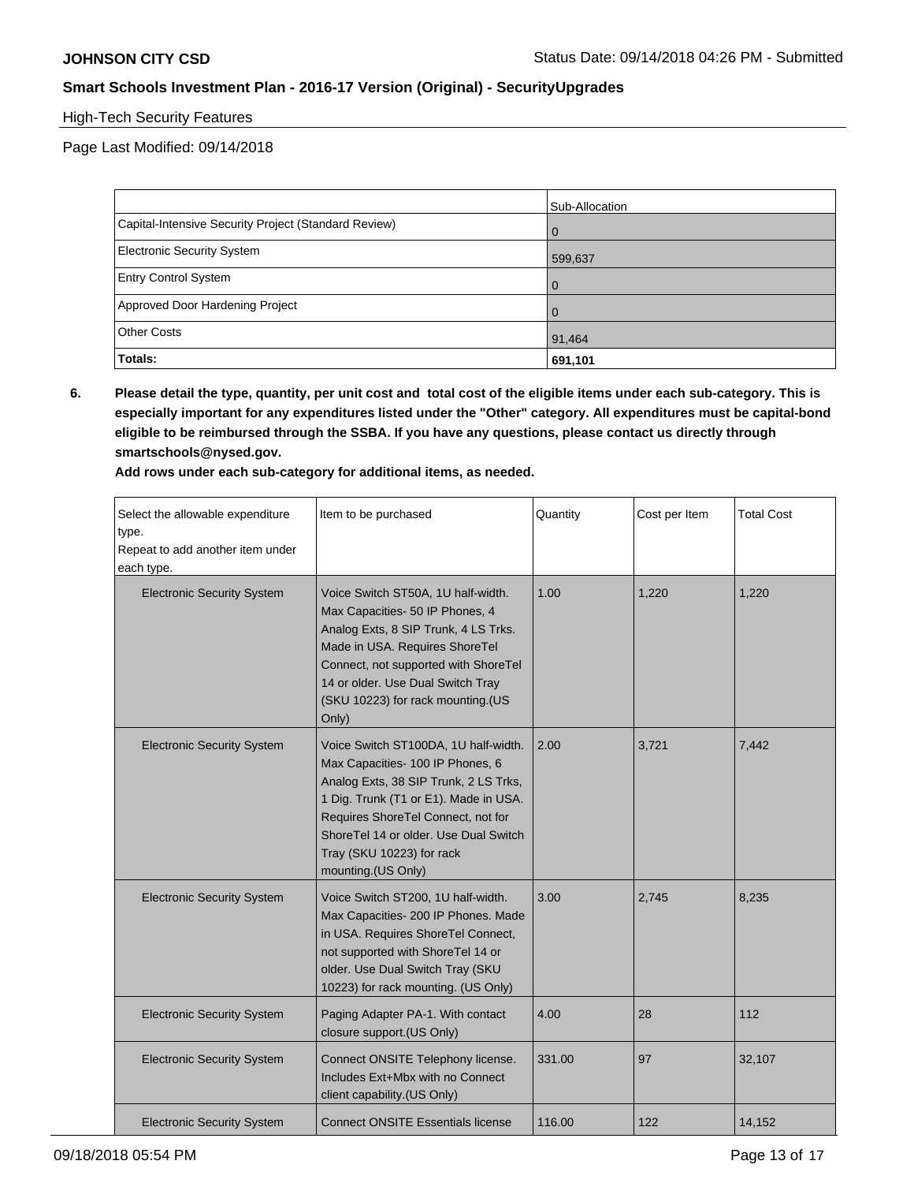High-Tech Security Features

Page Last Modified: 09/14/2018

| | Sub-Allocation |
|---|---|
| Capital-Intensive Security Project (Standard Review) | 0 |
| Electronic Security System | 599,637 |
| Entry Control System | 0 |
| Approved Door Hardening Project | 0 |
| Other Costs | 91,464 |
| **Totals:** | **691,101** |

**6. Please detail the type, quantity, per unit cost and total cost of the eligible items under each sub-category. This is especially important for any expenditures listed under the "Other" category. All expenditures must be capital-bond eligible to be reimbursed through the SSBA. If you have any questions, please contact us directly through smartschools@nysed.gov.**

**Add rows under each sub-category for additional items, as needed.**

| Select the allowable expenditure type. Repeat to add another item under each type. | Item to be purchased | Quantity | Cost per Item | Total Cost |
|---|---|---|---|---|
| Electronic Security System | Voice Switch ST50A, 1U half-width. Max Capacities- 50 IP Phones, 4 Analog Exts, 8 SIP Trunk, 4 LS Trks. Made in USA. Requires ShoreTel Connect, not supported with ShoreTel 14 or older. Use Dual Switch Tray (SKU 10223) for rack mounting.(US Only) | 1.00 | 1,220 | 1,220 |
| Electronic Security System | Voice Switch ST100DA, 1U half-width. Max Capacities- 100 IP Phones, 6 Analog Exts, 38 SIP Trunk, 2 LS Trks, 1 Dig. Trunk (T1 or E1). Made in USA. Requires ShoreTel Connect, not for ShoreTel 14 or older. Use Dual Switch Tray (SKU 10223) for rack mounting.(US Only) | 2.00 | 3,721 | 7,442 |
| Electronic Security System | Voice Switch ST200, 1U half-width. Max Capacities- 200 IP Phones. Made in USA. Requires ShoreTel Connect, not supported with ShoreTel 14 or older. Use Dual Switch Tray (SKU 10223) for rack mounting. (US Only) | 3.00 | 2,745 | 8,235 |
| Electronic Security System | Paging Adapter PA-1. With contact closure support.(US Only) | 4.00 | 28 | 112 |
| Electronic Security System | Connect ONSITE Telephony license. Includes Ext+Mbx with no Connect client capability.(US Only) | 331.00 | 97 | 32,107 |
| Electronic Security System | Connect ONSITE Essentials license | 116.00 | 122 | 14,152 |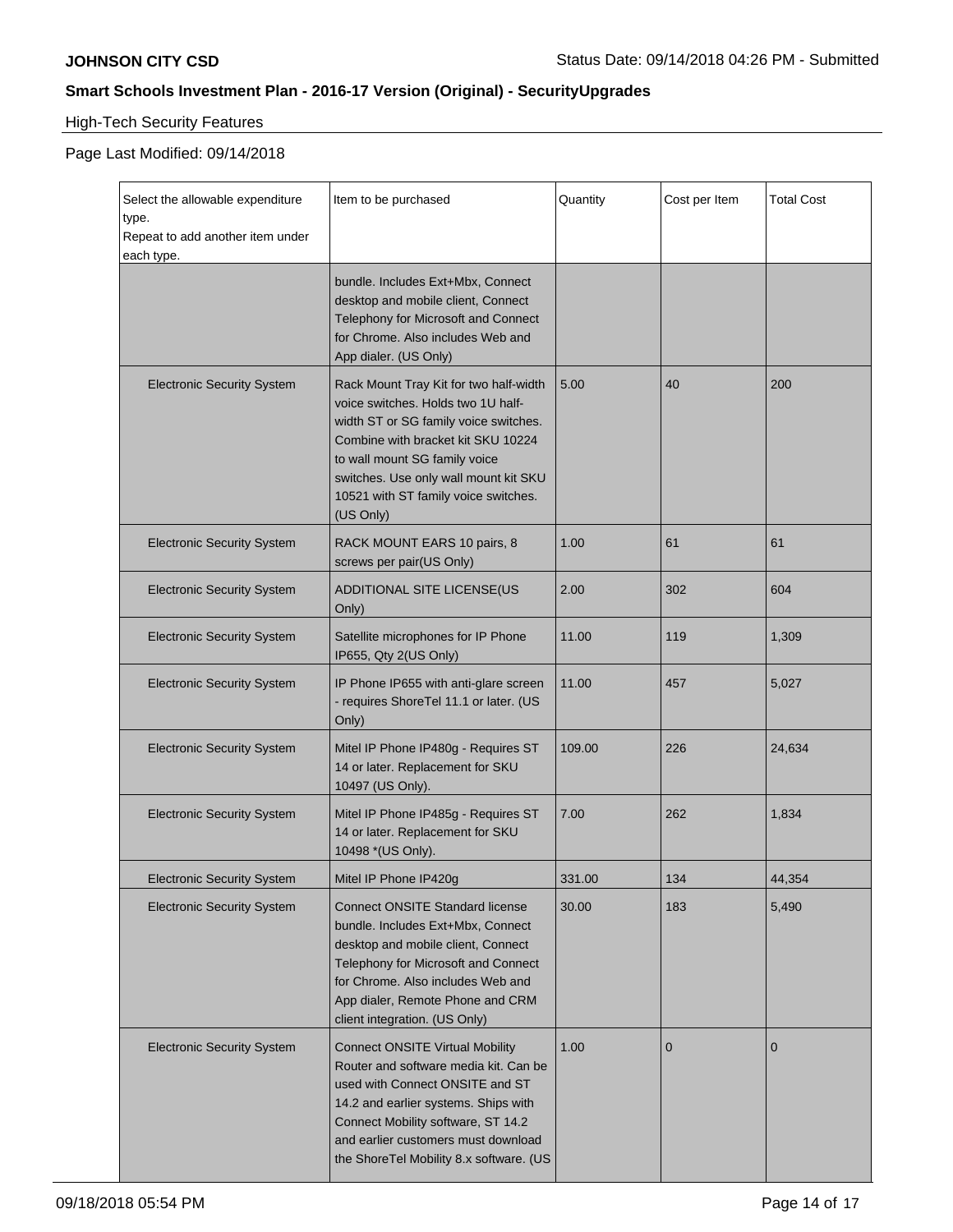High-Tech Security Features

Page Last Modified: 09/14/2018

| Select the allowable expenditure type. Repeat to add another item under each type. | Item to be purchased | Quantity | Cost per Item | Total Cost |
|---|---|---|---|---|
| | bundle. Includes Ext+Mbx, Connect desktop and mobile client, Connect Telephony for Microsoft and Connect for Chrome. Also includes Web and App dialer. (US Only) | | | |
| Electronic Security System | Rack Mount Tray Kit for two half-width voice switches. Holds two 1U half-width ST or SG family voice switches. Combine with bracket kit SKU 10224 to wall mount SG family voice switches. Use only wall mount kit SKU 10521 with ST family voice switches. (US Only) | 5.00 | 40 | 200 |
| Electronic Security System | RACK MOUNT EARS 10 pairs, 8 screws per pair(US Only) | 1.00 | 61 | 61 |
| Electronic Security System | ADDITIONAL SITE LICENSE(US Only) | 2.00 | 302 | 604 |
| Electronic Security System | Satellite microphones for IP Phone IP655, Qty 2(US Only) | 11.00 | 119 | 1,309 |
| Electronic Security System | IP Phone IP655 with anti-glare screen - requires ShoreTel 11.1 or later. (US Only) | 11.00 | 457 | 5,027 |
| Electronic Security System | Mitel IP Phone IP480g - Requires ST 14 or later. Replacement for SKU 10497 (US Only). | 109.00 | 226 | 24,634 |
| Electronic Security System | Mitel IP Phone IP485g - Requires ST 14 or later. Replacement for SKU 10498 *(US Only). | 7.00 | 262 | 1,834 |
| Electronic Security System | Mitel IP Phone IP420g | 331.00 | 134 | 44,354 |
| Electronic Security System | Connect ONSITE Standard license bundle. Includes Ext+Mbx, Connect desktop and mobile client, Connect Telephony for Microsoft and Connect for Chrome. Also includes Web and App dialer, Remote Phone and CRM client integration. (US Only) | 30.00 | 183 | 5,490 |
| Electronic Security System | Connect ONSITE Virtual Mobility Router and software media kit. Can be used with Connect ONSITE and ST 14.2 and earlier systems. Ships with Connect Mobility software, ST 14.2 and earlier customers must download the ShoreTel Mobility 8.x software. (US | 1.00 | 0 | 0 |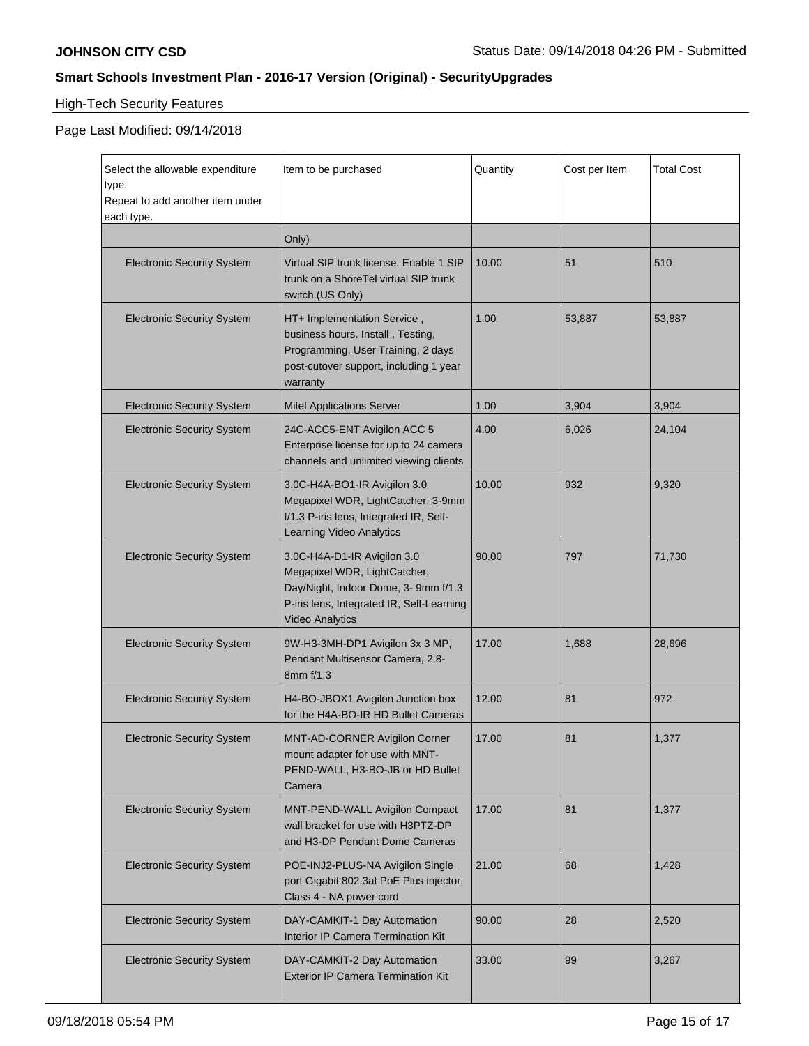High-Tech Security Features

Page Last Modified: 09/14/2018

| Select the allowable expenditure type. Repeat to add another item under each type. | Item to be purchased | Quantity | Cost per Item | Total Cost |
|---|---|---|---|---|
| | Only) | | | |
| Electronic Security System | Virtual SIP trunk license. Enable 1 SIP trunk on a ShoreTel virtual SIP trunk switch.(US Only) | 10.00 | 51 | 510 |
| Electronic Security System | HT+ Implementation Service , business hours. Install , Testing, Programming, User Training, 2 days post-cutover support, including 1 year warranty | 1.00 | 53,887 | 53,887 |
| Electronic Security System | Mitel Applications Server | 1.00 | 3,904 | 3,904 |
| Electronic Security System | 24C-ACC5-ENT Avigilon ACC 5 Enterprise license for up to 24 camera channels and unlimited viewing clients | 4.00 | 6,026 | 24,104 |
| Electronic Security System | 3.0C-H4A-BO1-IR Avigilon 3.0 Megapixel WDR, LightCatcher, 3-9mm f/1.3 P-iris lens, Integrated IR, Self-Learning Video Analytics | 10.00 | 932 | 9,320 |
| Electronic Security System | 3.0C-H4A-D1-IR Avigilon 3.0 Megapixel WDR, LightCatcher, Day/Night, Indoor Dome, 3- 9mm f/1.3 P-iris lens, Integrated IR, Self-Learning Video Analytics | 90.00 | 797 | 71,730 |
| Electronic Security System | 9W-H3-3MH-DP1 Avigilon 3x 3 MP, Pendant Multisensor Camera, 2.8-8mm f/1.3 | 17.00 | 1,688 | 28,696 |
| Electronic Security System | H4-BO-JBOX1 Avigilon Junction box for the H4A-BO-IR HD Bullet Cameras | 12.00 | 81 | 972 |
| Electronic Security System | MNT-AD-CORNER Avigilon Corner mount adapter for use with MNT-PEND-WALL, H3-BO-JB or HD Bullet Camera | 17.00 | 81 | 1,377 |
| Electronic Security System | MNT-PEND-WALL Avigilon Compact wall bracket for use with H3PTZ-DP and H3-DP Pendant Dome Cameras | 17.00 | 81 | 1,377 |
| Electronic Security System | POE-INJ2-PLUS-NA Avigilon Single port Gigabit 802.3at PoE Plus injector, Class 4 - NA power cord | 21.00 | 68 | 1,428 |
| Electronic Security System | DAY-CAMKIT-1 Day Automation Interior IP Camera Termination Kit | 90.00 | 28 | 2,520 |
| Electronic Security System | DAY-CAMKIT-2 Day Automation Exterior IP Camera Termination Kit | 33.00 | 99 | 3,267 |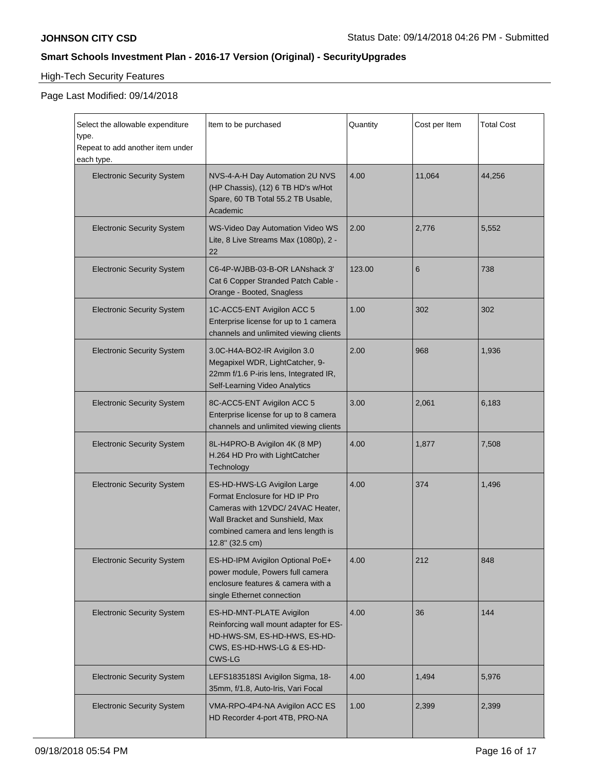**JOHNSON CITY CSD** Status Date: 09/14/2018 04:26 PM - Submitted

## Smart Schools Investment Plan - 2016-17 Version (Original) - SecurityUpgrades

### High-Tech Security Features

Page Last Modified: 09/14/2018

| Select the allowable expenditure type. Repeat to add another item under each type. | Item to be purchased | Quantity | Cost per Item | Total Cost |
|---|---|---|---|---|
| Electronic Security System | NVS-4-A-H Day Automation 2U NVS (HP Chassis), (12) 6 TB HD's w/Hot Spare, 60 TB Total 55.2 TB Usable, Academic | 4.00 | 11,064 | 44,256 |
| Electronic Security System | WS-Video Day Automation Video WS Lite, 8 Live Streams Max (1080p), 2 - 22 | 2.00 | 2,776 | 5,552 |
| Electronic Security System | C6-4P-WJBB-03-B-OR LANshack 3' Cat 6 Copper Stranded Patch Cable - Orange - Booted, Snagless | 123.00 | 6 | 738 |
| Electronic Security System | 1C-ACC5-ENT Avigilon ACC 5 Enterprise license for up to 1 camera channels and unlimited viewing clients | 1.00 | 302 | 302 |
| Electronic Security System | 3.0C-H4A-BO2-IR Avigilon 3.0 Megapixel WDR, LightCatcher, 9-22mm f/1.6 P-iris lens, Integrated IR, Self-Learning Video Analytics | 2.00 | 968 | 1,936 |
| Electronic Security System | 8C-ACC5-ENT Avigilon ACC 5 Enterprise license for up to 8 camera channels and unlimited viewing clients | 3.00 | 2,061 | 6,183 |
| Electronic Security System | 8L-H4PRO-B Avigilon 4K (8 MP) H.264 HD Pro with LightCatcher Technology | 4.00 | 1,877 | 7,508 |
| Electronic Security System | ES-HD-HWS-LG Avigilon Large Format Enclosure for HD IP Pro Cameras with 12VDC/ 24VAC Heater, Wall Bracket and Sunshield, Max combined camera and lens length is 12.8" (32.5 cm) | 4.00 | 374 | 1,496 |
| Electronic Security System | ES-HD-IPM Avigilon Optional PoE+ power module, Powers full camera enclosure features & camera with a single Ethernet connection | 4.00 | 212 | 848 |
| Electronic Security System | ES-HD-MNT-PLATE Avigilon Reinforcing wall mount adapter for ES-HD-HWS-SM, ES-HD-HWS, ES-HD-CWS, ES-HD-HWS-LG & ES-HD-CWS-LG | 4.00 | 36 | 144 |
| Electronic Security System | LEFS183518SI Avigilon Sigma, 18-35mm, f/1.8, Auto-Iris, Vari Focal | 4.00 | 1,494 | 5,976 |
| Electronic Security System | VMA-RPO-4P4-NA Avigilon ACC ES HD Recorder 4-port 4TB, PRO-NA | 1.00 | 2,399 | 2,399 |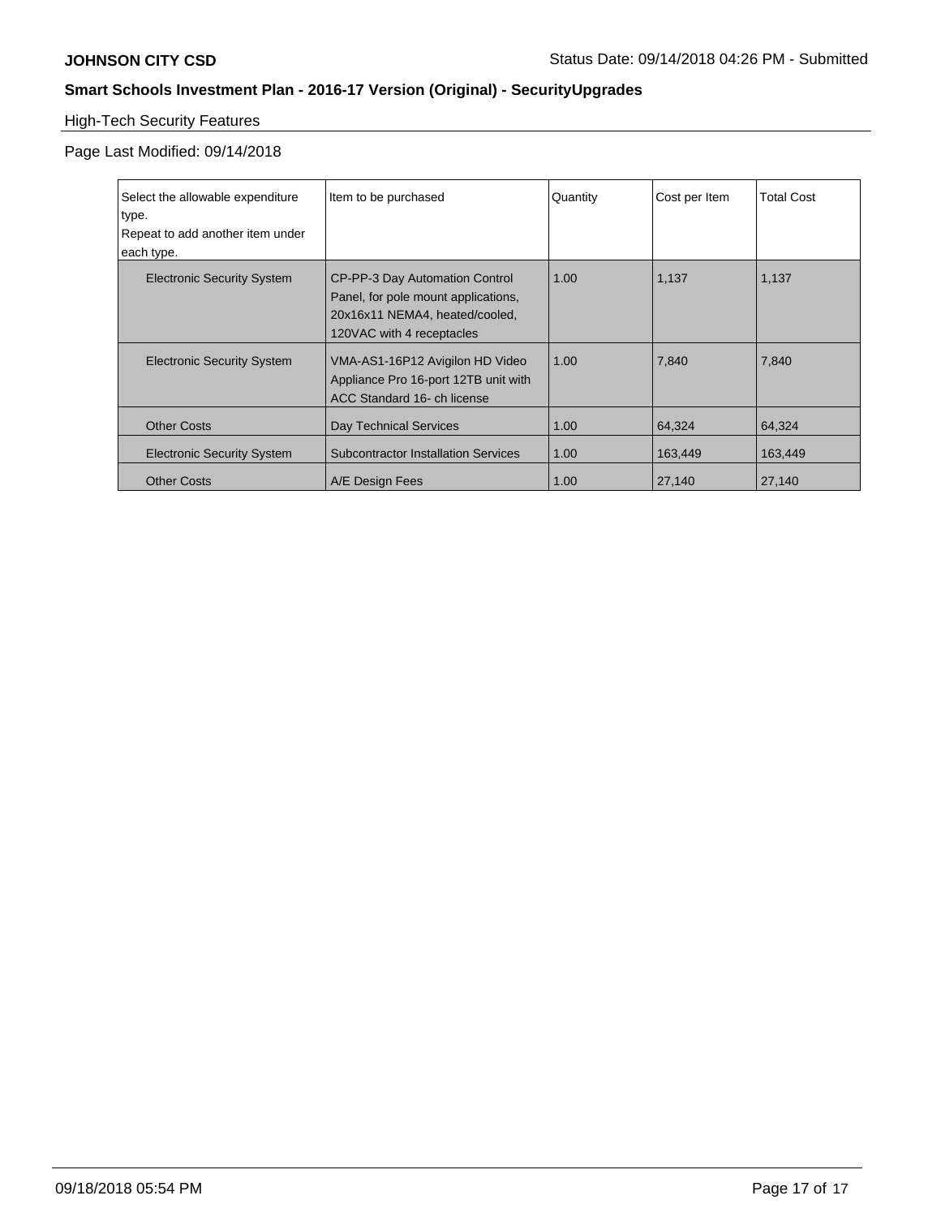## Smart Schools Investment Plan - 2016-17 Version (Original) - SecurityUpgrades

### High-Tech Security Features

Page Last Modified: 09/14/2018

| Select the allowable expenditure type. Repeat to add another item under each type. | Item to be purchased | Quantity | Cost per Item | Total Cost |
|---|---|---|---|---|
| Electronic Security System | CP-PP-3 Day Automation Control Panel, for pole mount applications, 20x16x11 NEMA4, heated/cooled, 120VAC with 4 receptacles | 1.00 | 1,137 | 1,137 |
| Electronic Security System | VMA-AS1-16P12 Avigilon HD Video Appliance Pro 16-port 12TB unit with ACC Standard 16- ch license | 1.00 | 7,840 | 7,840 |
| Other Costs | Day Technical Services | 1.00 | 64,324 | 64,324 |
| Electronic Security System | Subcontractor Installation Services | 1.00 | 163,449 | 163,449 |
| Other Costs | A/E Design Fees | 1.00 | 27,140 | 27,140 |